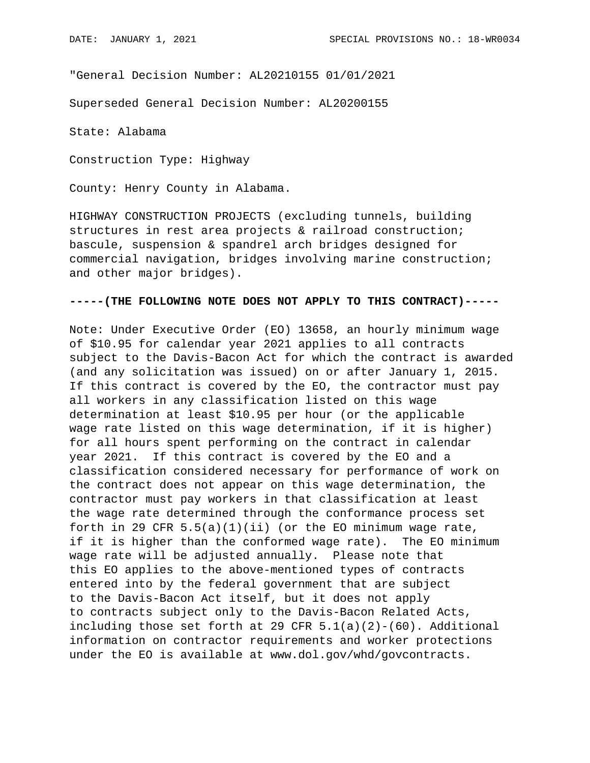"General Decision Number: AL20210155 01/01/2021

Superseded General Decision Number: AL20200155

State: Alabama

Construction Type: Highway

County: Henry County in Alabama.

HIGHWAY CONSTRUCTION PROJECTS (excluding tunnels, building structures in rest area projects & railroad construction; bascule, suspension & spandrel arch bridges designed for commercial navigation, bridges involving marine construction; and other major bridges).

**-----(THE FOLLOWING NOTE DOES NOT APPLY TO THIS CONTRACT)-----**

Note: Under Executive Order (EO) 13658, an hourly minimum wage of $10.95 for calendar year 2021 applies to all contracts subject to the Davis-Bacon Act for which the contract is awarded (and any solicitation was issued) on or after January 1, 2015. If this contract is covered by the EO, the contractor must pay all workers in any classification listed on this wage determination at least $10.95 per hour (or the applicable wage rate listed on this wage determination, if it is higher) for all hours spent performing on the contract in calendar year 2021. If this contract is covered by the EO and a classification considered necessary for performance of work on the contract does not appear on this wage determination, the contractor must pay workers in that classification at least the wage rate determined through the conformance process set forth in 29 CFR 5.5(a)(1)(ii) (or the EO minimum wage rate, if it is higher than the conformed wage rate). The EO minimum wage rate will be adjusted annually. Please note that this EO applies to the above-mentioned types of contracts entered into by the federal government that are subject to the Davis-Bacon Act itself, but it does not apply to contracts subject only to the Davis-Bacon Related Acts, including those set forth at 29 CFR 5.1(a)(2)-(60). Additional information on contractor requirements and worker protections under the EO is available at www.dol.gov/whd/govcontracts.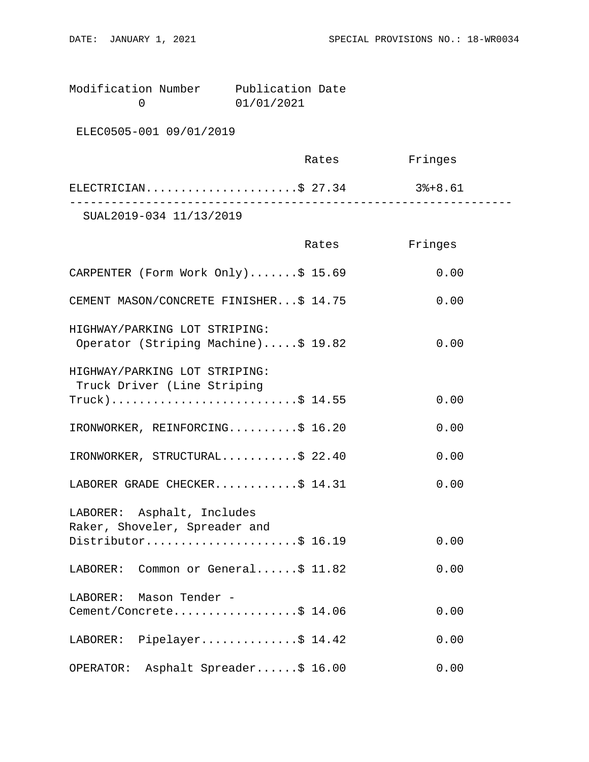Modification Number     Publication Date
0                       01/01/2021

ELEC0505-001 09/01/2019

| | Rates | Fringes |
|---|---|---|
| ELECTRICIAN | $ 27.34 | 3%+8.61 |

---

SUAL2019-034 11/13/2019

| | Rates | Fringes |
|---|---|---|
| CARPENTER (Form Work Only) | $ 15.69 | 0.00 |
| CEMENT MASON/CONCRETE FINISHER | $ 14.75 | 0.00 |
| HIGHWAY/PARKING LOT STRIPING: Operator (Striping Machine) | $ 19.82 | 0.00 |
| HIGHWAY/PARKING LOT STRIPING: Truck Driver (Line Striping Truck) | $ 14.55 | 0.00 |
| IRONWORKER, REINFORCING | $ 16.20 | 0.00 |
| IRONWORKER, STRUCTURAL | $ 22.40 | 0.00 |
| LABORER GRADE CHECKER | $ 14.31 | 0.00 |
| LABORER: Asphalt, Includes Raker, Shoveler, Spreader and Distributor | $ 16.19 | 0.00 |
| LABORER: Common or General | $ 11.82 | 0.00 |
| LABORER: Mason Tender - Cement/Concrete | $ 14.06 | 0.00 |
| LABORER: Pipelayer | $ 14.42 | 0.00 |
| OPERATOR: Asphalt Spreader | $ 16.00 | 0.00 |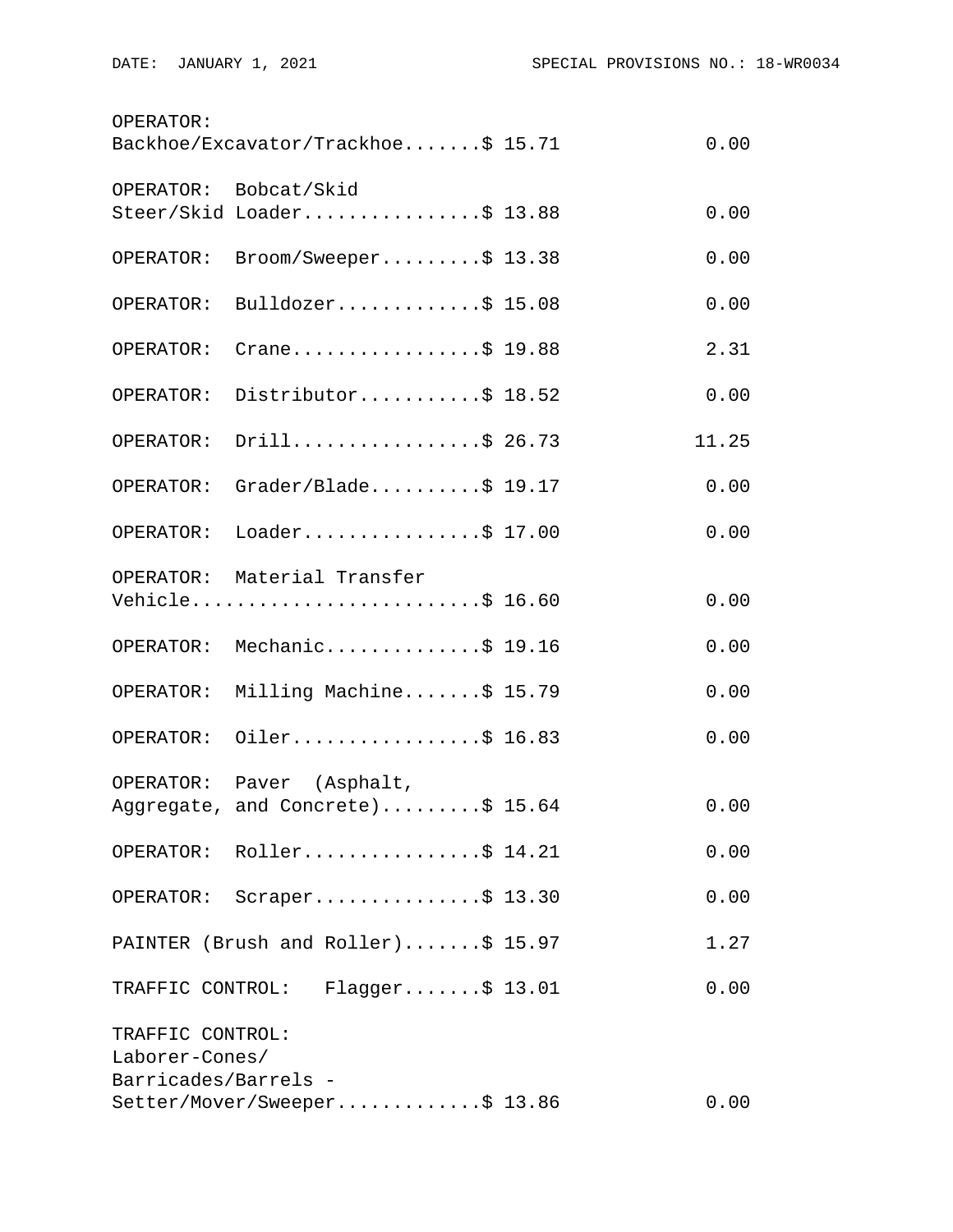| Classification | Rates | Fringes |
| --- | --- | --- |
| OPERATOR: Backhoe/Excavator/Trackhoe | $ 15.71 | 0.00 |
| OPERATOR: Bobcat/Skid Steer/Skid Loader | $ 13.88 | 0.00 |
| OPERATOR: Broom/Sweeper | $ 13.38 | 0.00 |
| OPERATOR: Bulldozer | $ 15.08 | 0.00 |
| OPERATOR: Crane | $ 19.88 | 2.31 |
| OPERATOR: Distributor | $ 18.52 | 0.00 |
| OPERATOR: Drill | $ 26.73 | 11.25 |
| OPERATOR: Grader/Blade | $ 19.17 | 0.00 |
| OPERATOR: Loader | $ 17.00 | 0.00 |
| OPERATOR: Material Transfer Vehicle | $ 16.60 | 0.00 |
| OPERATOR: Mechanic | $ 19.16 | 0.00 |
| OPERATOR: Milling Machine | $ 15.79 | 0.00 |
| OPERATOR: Oiler | $ 16.83 | 0.00 |
| OPERATOR: Paver (Asphalt, Aggregate, and Concrete) | $ 15.64 | 0.00 |
| OPERATOR: Roller | $ 14.21 | 0.00 |
| OPERATOR: Scraper | $ 13.30 | 0.00 |
| PAINTER (Brush and Roller) | $ 15.97 | 1.27 |
| TRAFFIC CONTROL: Flagger | $ 13.01 | 0.00 |
| TRAFFIC CONTROL: Laborer-Cones/ Barricades/Barrels - Setter/Mover/Sweeper | $ 13.86 | 0.00 |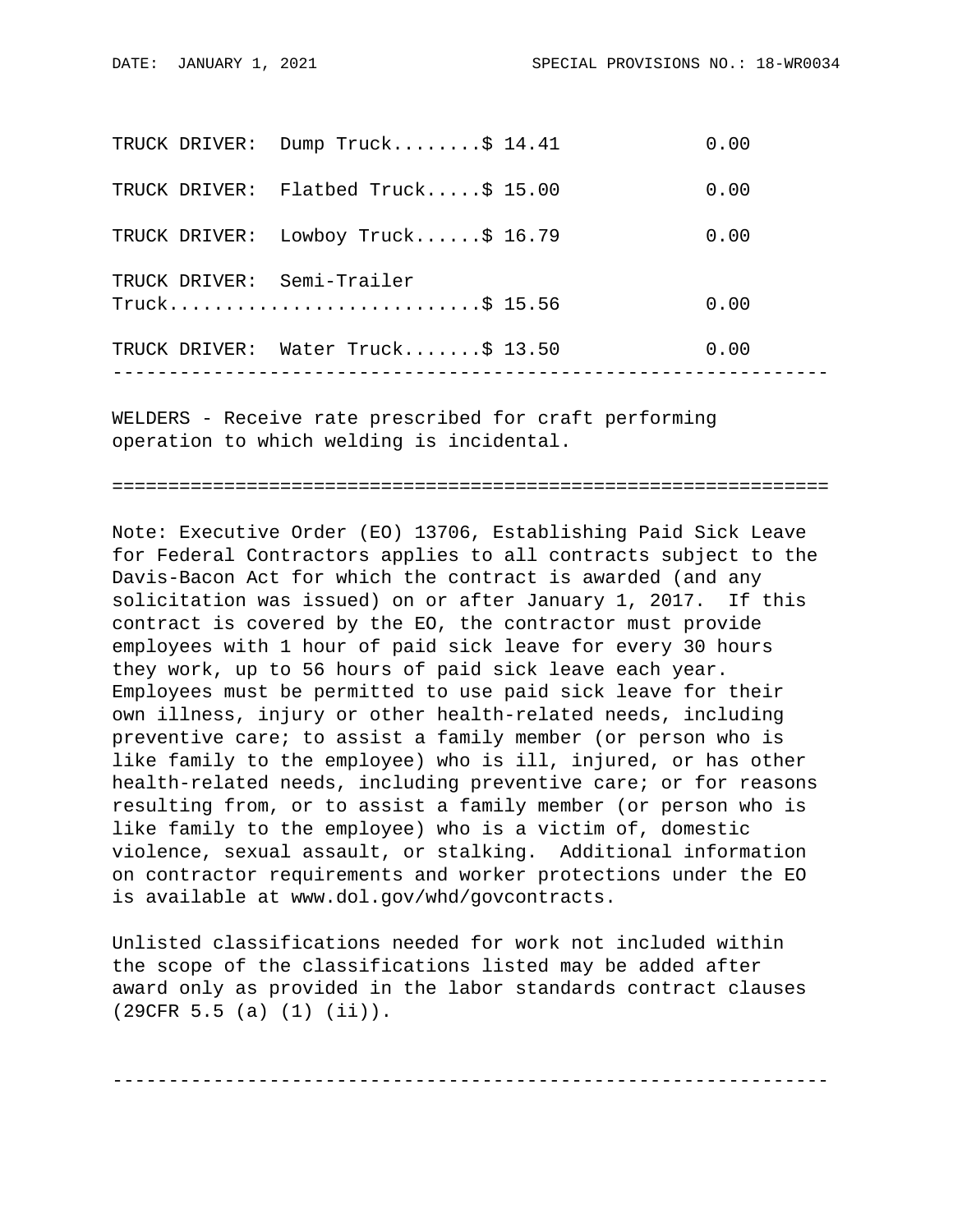| Classification | Rates | Fringes |
|---|---|---|
| TRUCK DRIVER: Dump Truck | $ 14.41 | 0.00 |
| TRUCK DRIVER: Flatbed Truck | $ 15.00 | 0.00 |
| TRUCK DRIVER: Lowboy Truck | $ 16.79 | 0.00 |
| TRUCK DRIVER: Semi-Trailer Truck | $ 15.56 | 0.00 |
| TRUCK DRIVER: Water Truck | $ 13.50 | 0.00 |

---

WELDERS - Receive rate prescribed for craft performing operation to which welding is incidental.

================================================================

Note: Executive Order (EO) 13706, Establishing Paid Sick Leave for Federal Contractors applies to all contracts subject to the Davis-Bacon Act for which the contract is awarded (and any solicitation was issued) on or after January 1, 2017. If this contract is covered by the EO, the contractor must provide employees with 1 hour of paid sick leave for every 30 hours they work, up to 56 hours of paid sick leave each year. Employees must be permitted to use paid sick leave for their own illness, injury or other health-related needs, including preventive care; to assist a family member (or person who is like family to the employee) who is ill, injured, or has other health-related needs, including preventive care; or for reasons resulting from, or to assist a family member (or person who is like family to the employee) who is a victim of, domestic violence, sexual assault, or stalking. Additional information on contractor requirements and worker protections under the EO is available at www.dol.gov/whd/govcontracts.

Unlisted classifications needed for work not included within the scope of the classifications listed may be added after award only as provided in the labor standards contract clauses (29CFR 5.5 (a) (1) (ii)).

---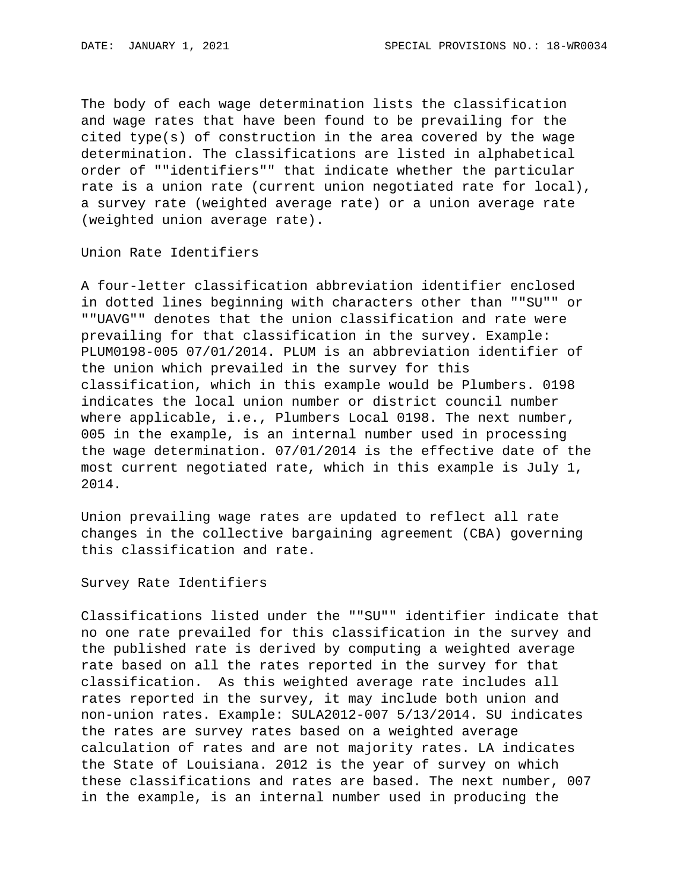The body of each wage determination lists the classification and wage rates that have been found to be prevailing for the cited type(s) of construction in the area covered by the wage determination. The classifications are listed in alphabetical order of ""identifiers"" that indicate whether the particular rate is a union rate (current union negotiated rate for local), a survey rate (weighted average rate) or a union average rate (weighted union average rate).

Union Rate Identifiers

A four-letter classification abbreviation identifier enclosed in dotted lines beginning with characters other than ""SU"" or ""UAVG"" denotes that the union classification and rate were prevailing for that classification in the survey. Example: PLUM0198-005 07/01/2014. PLUM is an abbreviation identifier of the union which prevailed in the survey for this classification, which in this example would be Plumbers. 0198 indicates the local union number or district council number where applicable, i.e., Plumbers Local 0198. The next number, 005 in the example, is an internal number used in processing the wage determination. 07/01/2014 is the effective date of the most current negotiated rate, which in this example is July 1, 2014.

Union prevailing wage rates are updated to reflect all rate changes in the collective bargaining agreement (CBA) governing this classification and rate.

Survey Rate Identifiers

Classifications listed under the ""SU"" identifier indicate that no one rate prevailed for this classification in the survey and the published rate is derived by computing a weighted average rate based on all the rates reported in the survey for that classification. As this weighted average rate includes all rates reported in the survey, it may include both union and non-union rates. Example: SULA2012-007 5/13/2014. SU indicates the rates are survey rates based on a weighted average calculation of rates and are not majority rates. LA indicates the State of Louisiana. 2012 is the year of survey on which these classifications and rates are based. The next number, 007 in the example, is an internal number used in producing the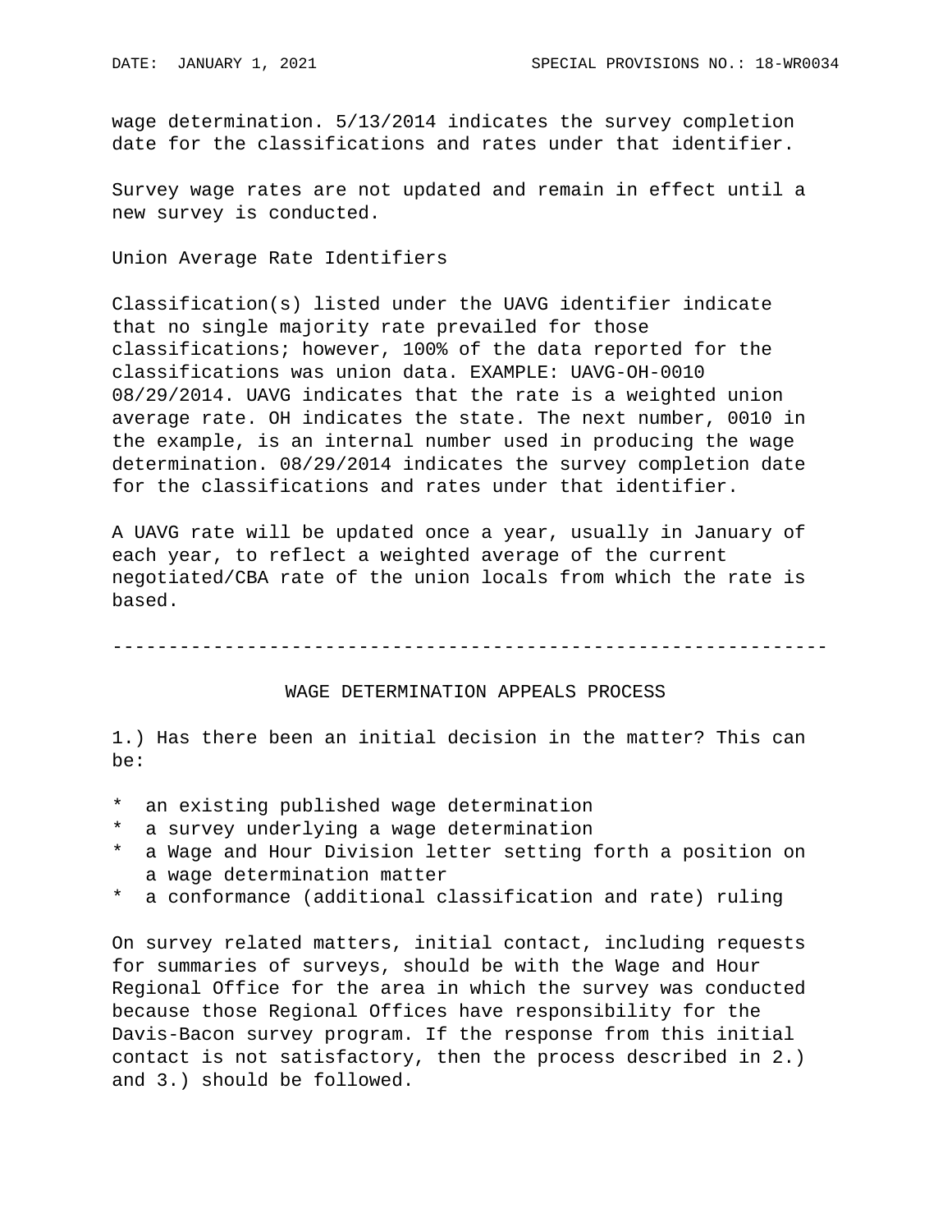wage determination. 5/13/2014 indicates the survey completion date for the classifications and rates under that identifier.

Survey wage rates are not updated and remain in effect until a new survey is conducted.

Union Average Rate Identifiers

Classification(s) listed under the UAVG identifier indicate that no single majority rate prevailed for those classifications; however, 100% of the data reported for the classifications was union data. EXAMPLE: UAVG-OH-0010 08/29/2014. UAVG indicates that the rate is a weighted union average rate. OH indicates the state. The next number, 0010 in the example, is an internal number used in producing the wage determination. 08/29/2014 indicates the survey completion date for the classifications and rates under that identifier.

A UAVG rate will be updated once a year, usually in January of each year, to reflect a weighted average of the current negotiated/CBA rate of the union locals from which the rate is based.

---

## WAGE DETERMINATION APPEALS PROCESS

1.) Has there been an initial decision in the matter? This can be:

* an existing published wage determination
* a survey underlying a wage determination
* a Wage and Hour Division letter setting forth a position on a wage determination matter
* a conformance (additional classification and rate) ruling

On survey related matters, initial contact, including requests for summaries of surveys, should be with the Wage and Hour Regional Office for the area in which the survey was conducted because those Regional Offices have responsibility for the Davis-Bacon survey program. If the response from this initial contact is not satisfactory, then the process described in 2.) and 3.) should be followed.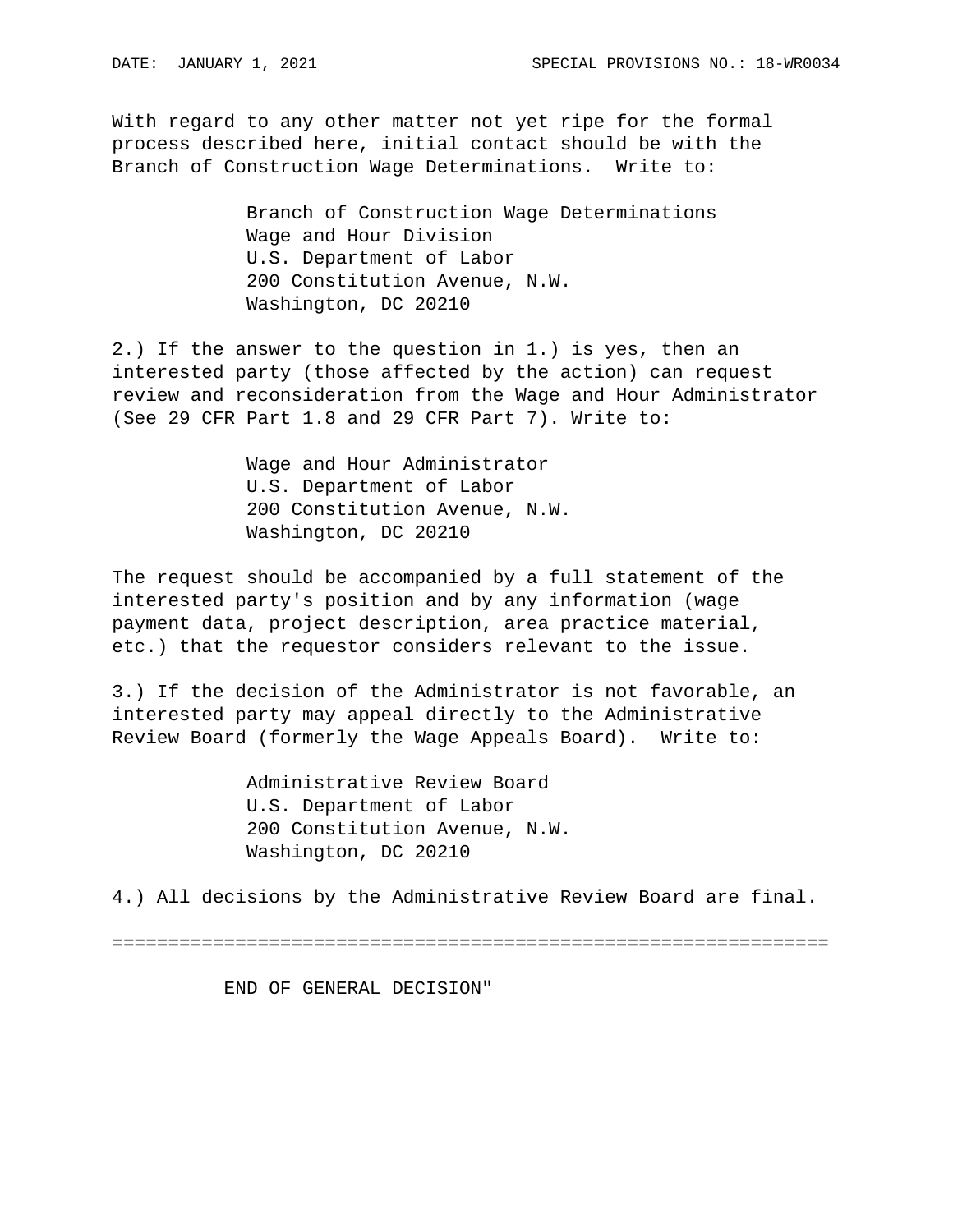With regard to any other matter not yet ripe for the formal process described here, initial contact should be with the Branch of Construction Wage Determinations. Write to:

Branch of Construction Wage Determinations
Wage and Hour Division
U.S. Department of Labor
200 Constitution Avenue, N.W.
Washington, DC 20210

2.) If the answer to the question in 1.) is yes, then an interested party (those affected by the action) can request review and reconsideration from the Wage and Hour Administrator (See 29 CFR Part 1.8 and 29 CFR Part 7). Write to:

Wage and Hour Administrator
U.S. Department of Labor
200 Constitution Avenue, N.W.
Washington, DC 20210

The request should be accompanied by a full statement of the interested party's position and by any information (wage payment data, project description, area practice material, etc.) that the requestor considers relevant to the issue.

3.) If the decision of the Administrator is not favorable, an interested party may appeal directly to the Administrative Review Board (formerly the Wage Appeals Board). Write to:

Administrative Review Board
U.S. Department of Labor
200 Constitution Avenue, N.W.
Washington, DC 20210

4.) All decisions by the Administrative Review Board are final.

================================================================

END OF GENERAL DECISION"